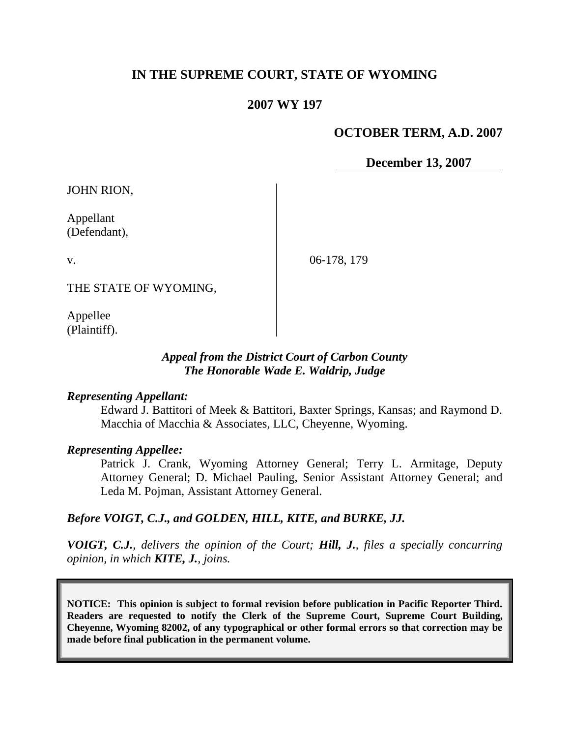# IN THE SUPREME COURT, STATE OF WYOMING

## 2007 WY 197

**OCTOBER TERM, A.D. 2007**

**December 13, 2007**

JOHN RION,

Appellant
(Defendant),

v.

06-178, 179

THE STATE OF WYOMING,

Appellee
(Plaintiff).

***Appeal from the District Court of Carbon County***
***The Honorable Wade E. Waldrip, Judge***

***Representing Appellant:***

Edward J. Battitori of Meek & Battitori, Baxter Springs, Kansas; and Raymond D. Macchia of Macchia & Associates, LLC, Cheyenne, Wyoming.

***Representing Appellee:***

Patrick J. Crank, Wyoming Attorney General; Terry L. Armitage, Deputy Attorney General; D. Michael Pauling, Senior Assistant Attorney General; and Leda M. Pojman, Assistant Attorney General.

***Before VOIGT, C.J., and GOLDEN, HILL, KITE, and BURKE, JJ.***

***VOIGT, C.J.**, delivers the opinion of the Court; **Hill, J.**, files a specially concurring opinion, in which **KITE, J.**, joins.*

**NOTICE: This opinion is subject to formal revision before publication in Pacific Reporter Third. Readers are requested to notify the Clerk of the Supreme Court, Supreme Court Building, Cheyenne, Wyoming 82002, of any typographical or other formal errors so that correction may be made before final publication in the permanent volume.**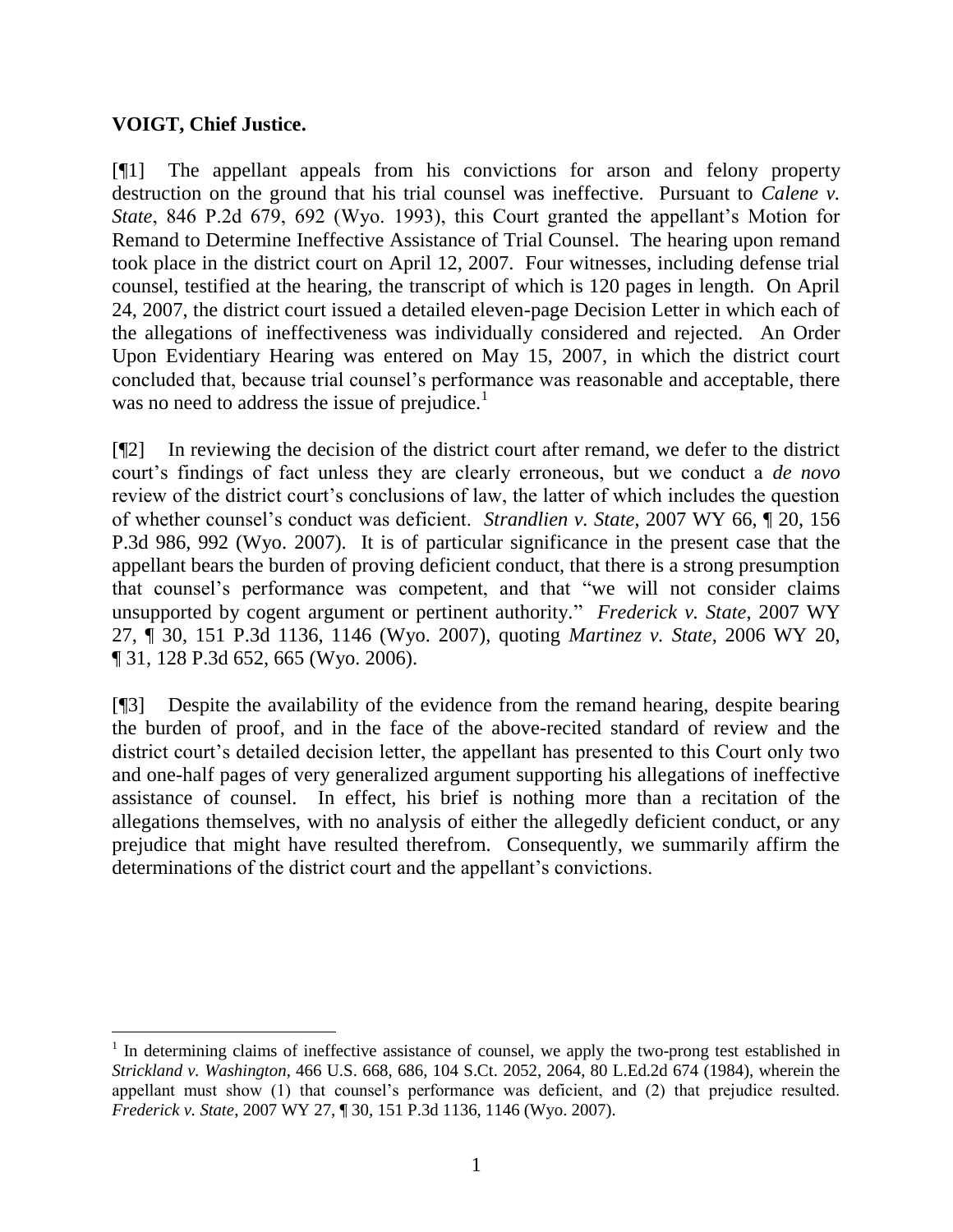**VOIGT, Chief Justice.**

[¶1] The appellant appeals from his convictions for arson and felony property destruction on the ground that his trial counsel was ineffective. Pursuant to *Calene v. State*, 846 P.2d 679, 692 (Wyo. 1993), this Court granted the appellant's Motion for Remand to Determine Ineffective Assistance of Trial Counsel. The hearing upon remand took place in the district court on April 12, 2007. Four witnesses, including defense trial counsel, testified at the hearing, the transcript of which is 120 pages in length. On April 24, 2007, the district court issued a detailed eleven-page Decision Letter in which each of the allegations of ineffectiveness was individually considered and rejected. An Order Upon Evidentiary Hearing was entered on May 15, 2007, in which the district court concluded that, because trial counsel's performance was reasonable and acceptable, there was no need to address the issue of prejudice.[1]

[¶2] In reviewing the decision of the district court after remand, we defer to the district court's findings of fact unless they are clearly erroneous, but we conduct a *de novo* review of the district court's conclusions of law, the latter of which includes the question of whether counsel's conduct was deficient. *Strandlien v. State*, 2007 WY 66, ¶ 20, 156 P.3d 986, 992 (Wyo. 2007). It is of particular significance in the present case that the appellant bears the burden of proving deficient conduct, that there is a strong presumption that counsel's performance was competent, and that "we will not consider claims unsupported by cogent argument or pertinent authority." *Frederick v. State*, 2007 WY 27, ¶ 30, 151 P.3d 1136, 1146 (Wyo. 2007), quoting *Martinez v. State*, 2006 WY 20, ¶ 31, 128 P.3d 652, 665 (Wyo. 2006).

[¶3] Despite the availability of the evidence from the remand hearing, despite bearing the burden of proof, and in the face of the above-recited standard of review and the district court's detailed decision letter, the appellant has presented to this Court only two and one-half pages of very generalized argument supporting his allegations of ineffective assistance of counsel. In effect, his brief is nothing more than a recitation of the allegations themselves, with no analysis of either the allegedly deficient conduct, or any prejudice that might have resulted therefrom. Consequently, we summarily affirm the determinations of the district court and the appellant's convictions.

---

[1] In determining claims of ineffective assistance of counsel, we apply the two-prong test established in *Strickland v. Washington*, 466 U.S. 668, 686, 104 S.Ct. 2052, 2064, 80 L.Ed.2d 674 (1984), wherein the appellant must show (1) that counsel's performance was deficient, and (2) that prejudice resulted. *Frederick v. State*, 2007 WY 27, ¶ 30, 151 P.3d 1136, 1146 (Wyo. 2007).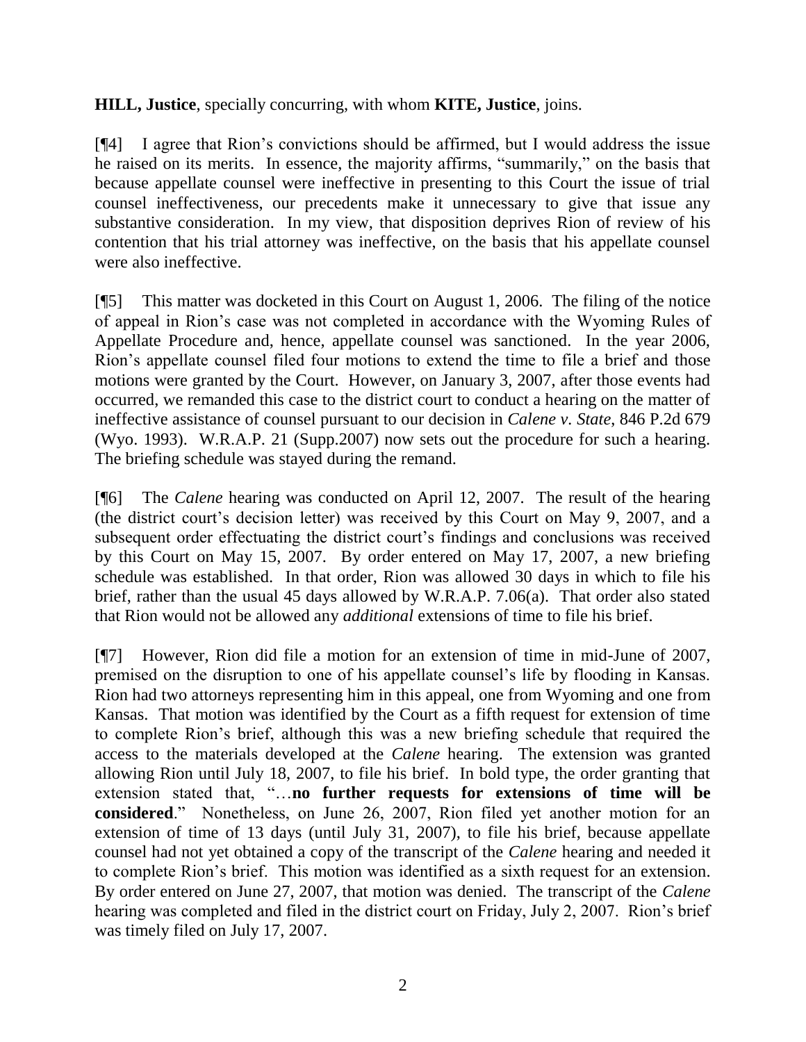**HILL, Justice**, specially concurring, with whom **KITE, Justice**, joins.

[¶4] I agree that Rion's convictions should be affirmed, but I would address the issue he raised on its merits. In essence, the majority affirms, "summarily," on the basis that because appellate counsel were ineffective in presenting to this Court the issue of trial counsel ineffectiveness, our precedents make it unnecessary to give that issue any substantive consideration. In my view, that disposition deprives Rion of review of his contention that his trial attorney was ineffective, on the basis that his appellate counsel were also ineffective.

[¶5] This matter was docketed in this Court on August 1, 2006. The filing of the notice of appeal in Rion's case was not completed in accordance with the Wyoming Rules of Appellate Procedure and, hence, appellate counsel was sanctioned. In the year 2006, Rion's appellate counsel filed four motions to extend the time to file a brief and those motions were granted by the Court. However, on January 3, 2007, after those events had occurred, we remanded this case to the district court to conduct a hearing on the matter of ineffective assistance of counsel pursuant to our decision in *Calene v. State*, 846 P.2d 679 (Wyo. 1993). W.R.A.P. 21 (Supp.2007) now sets out the procedure for such a hearing. The briefing schedule was stayed during the remand.

[¶6] The *Calene* hearing was conducted on April 12, 2007. The result of the hearing (the district court's decision letter) was received by this Court on May 9, 2007, and a subsequent order effectuating the district court's findings and conclusions was received by this Court on May 15, 2007. By order entered on May 17, 2007, a new briefing schedule was established. In that order, Rion was allowed 30 days in which to file his brief, rather than the usual 45 days allowed by W.R.A.P. 7.06(a). That order also stated that Rion would not be allowed any *additional* extensions of time to file his brief.

[¶7] However, Rion did file a motion for an extension of time in mid-June of 2007, premised on the disruption to one of his appellate counsel's life by flooding in Kansas. Rion had two attorneys representing him in this appeal, one from Wyoming and one from Kansas. That motion was identified by the Court as a fifth request for extension of time to complete Rion's brief, although this was a new briefing schedule that required the access to the materials developed at the *Calene* hearing. The extension was granted allowing Rion until July 18, 2007, to file his brief. In bold type, the order granting that extension stated that, "…**no further requests for extensions of time will be considered**." Nonetheless, on June 26, 2007, Rion filed yet another motion for an extension of time of 13 days (until July 31, 2007), to file his brief, because appellate counsel had not yet obtained a copy of the transcript of the *Calene* hearing and needed it to complete Rion's brief. This motion was identified as a sixth request for an extension. By order entered on June 27, 2007, that motion was denied. The transcript of the *Calene* hearing was completed and filed in the district court on Friday, July 2, 2007. Rion's brief was timely filed on July 17, 2007.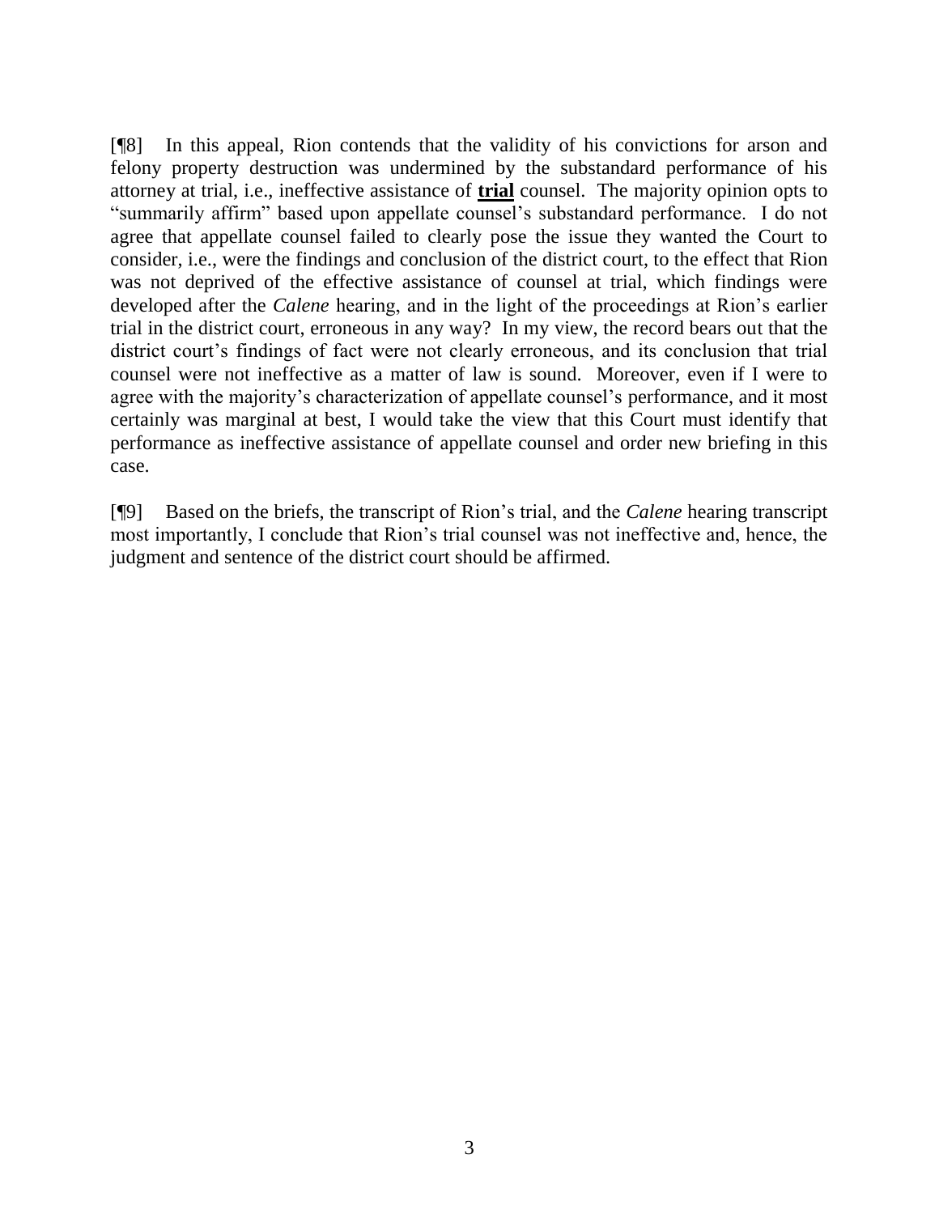[¶8] In this appeal, Rion contends that the validity of his convictions for arson and felony property destruction was undermined by the substandard performance of his attorney at trial, i.e., ineffective assistance of **<u>trial</u>** counsel. The majority opinion opts to "summarily affirm" based upon appellate counsel's substandard performance. I do not agree that appellate counsel failed to clearly pose the issue they wanted the Court to consider, i.e., were the findings and conclusion of the district court, to the effect that Rion was not deprived of the effective assistance of counsel at trial, which findings were developed after the *Calene* hearing, and in the light of the proceedings at Rion's earlier trial in the district court, erroneous in any way? In my view, the record bears out that the district court's findings of fact were not clearly erroneous, and its conclusion that trial counsel were not ineffective as a matter of law is sound. Moreover, even if I were to agree with the majority's characterization of appellate counsel's performance, and it most certainly was marginal at best, I would take the view that this Court must identify that performance as ineffective assistance of appellate counsel and order new briefing in this case.

[¶9] Based on the briefs, the transcript of Rion's trial, and the *Calene* hearing transcript most importantly, I conclude that Rion's trial counsel was not ineffective and, hence, the judgment and sentence of the district court should be affirmed.